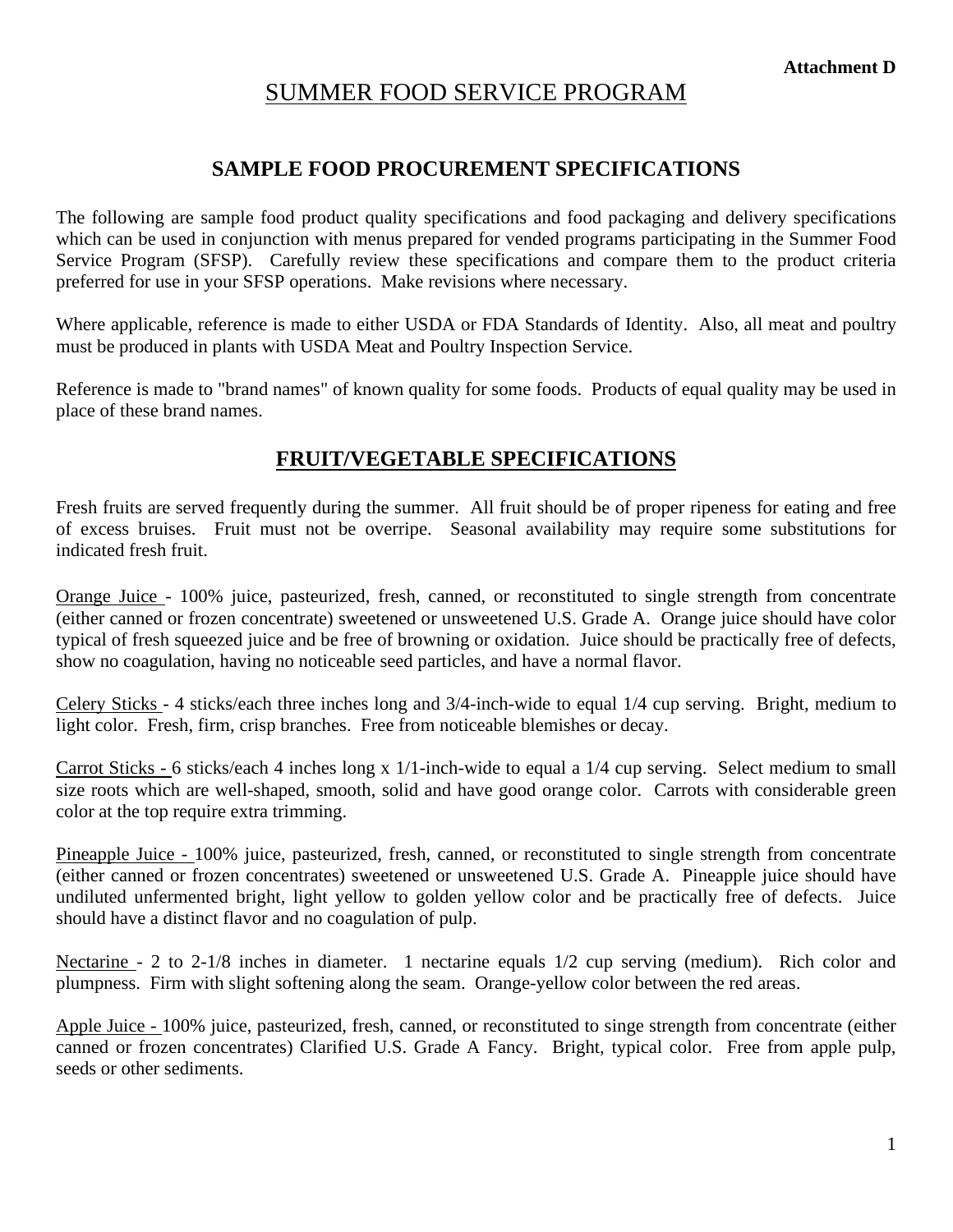**Attachment D**

# SUMMER FOOD SERVICE PROGRAM

## SAMPLE FOOD PROCUREMENT SPECIFICATIONS

The following are sample food product quality specifications and food packaging and delivery specifications which can be used in conjunction with menus prepared for vended programs participating in the Summer Food Service Program (SFSP). Carefully review these specifications and compare them to the product criteria preferred for use in your SFSP operations. Make revisions where necessary.

Where applicable, reference is made to either USDA or FDA Standards of Identity. Also, all meat and poultry must be produced in plants with USDA Meat and Poultry Inspection Service.

Reference is made to "brand names" of known quality for some foods. Products of equal quality may be used in place of these brand names.

## FRUIT/VEGETABLE SPECIFICATIONS

Fresh fruits are served frequently during the summer. All fruit should be of proper ripeness for eating and free of excess bruises. Fruit must not be overripe. Seasonal availability may require some substitutions for indicated fresh fruit.

Orange Juice - 100% juice, pasteurized, fresh, canned, or reconstituted to single strength from concentrate (either canned or frozen concentrate) sweetened or unsweetened U.S. Grade A. Orange juice should have color typical of fresh squeezed juice and be free of browning or oxidation. Juice should be practically free of defects, show no coagulation, having no noticeable seed particles, and have a normal flavor.

Celery Sticks - 4 sticks/each three inches long and 3/4-inch-wide to equal 1/4 cup serving. Bright, medium to light color. Fresh, firm, crisp branches. Free from noticeable blemishes or decay.

Carrot Sticks - 6 sticks/each 4 inches long x 1/1-inch-wide to equal a 1/4 cup serving. Select medium to small size roots which are well-shaped, smooth, solid and have good orange color. Carrots with considerable green color at the top require extra trimming.

Pineapple Juice - 100% juice, pasteurized, fresh, canned, or reconstituted to single strength from concentrate (either canned or frozen concentrates) sweetened or unsweetened U.S. Grade A. Pineapple juice should have undiluted unfermented bright, light yellow to golden yellow color and be practically free of defects. Juice should have a distinct flavor and no coagulation of pulp.

Nectarine - 2 to 2-1/8 inches in diameter. 1 nectarine equals 1/2 cup serving (medium). Rich color and plumpness. Firm with slight softening along the seam. Orange-yellow color between the red areas.

Apple Juice - 100% juice, pasteurized, fresh, canned, or reconstituted to singe strength from concentrate (either canned or frozen concentrates) Clarified U.S. Grade A Fancy. Bright, typical color. Free from apple pulp, seeds or other sediments.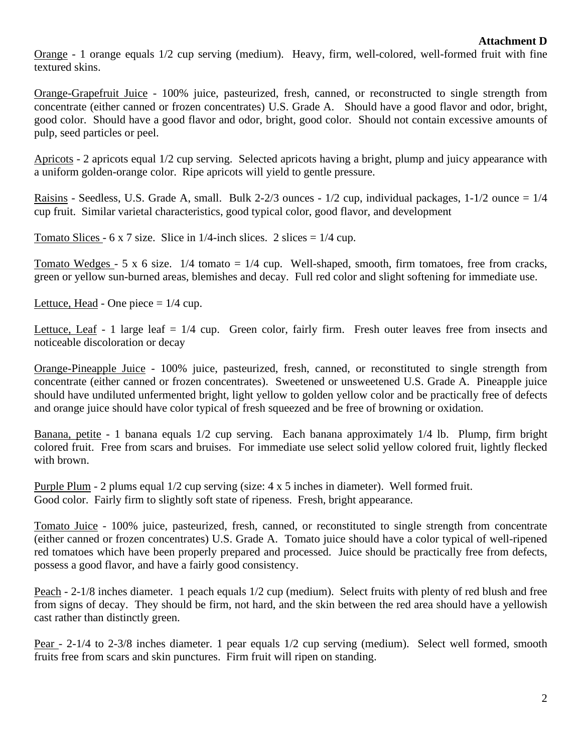**Attachment D**

Orange - 1 orange equals 1/2 cup serving (medium). Heavy, firm, well-colored, well-formed fruit with fine textured skins.

Orange-Grapefruit Juice - 100% juice, pasteurized, fresh, canned, or reconstructed to single strength from concentrate (either canned or frozen concentrates) U.S. Grade A. Should have a good flavor and odor, bright, good color. Should have a good flavor and odor, bright, good color. Should not contain excessive amounts of pulp, seed particles or peel.

Apricots - 2 apricots equal 1/2 cup serving. Selected apricots having a bright, plump and juicy appearance with a uniform golden-orange color. Ripe apricots will yield to gentle pressure.

Raisins - Seedless, U.S. Grade A, small. Bulk 2-2/3 ounces - 1/2 cup, individual packages, 1-1/2 ounce = 1/4 cup fruit. Similar varietal characteristics, good typical color, good flavor, and development

Tomato Slices - 6 x 7 size. Slice in 1/4-inch slices. 2 slices = 1/4 cup.

Tomato Wedges - 5 x 6 size. 1/4 tomato = 1/4 cup. Well-shaped, smooth, firm tomatoes, free from cracks, green or yellow sun-burned areas, blemishes and decay. Full red color and slight softening for immediate use.

Lettuce, Head - One piece = 1/4 cup.

Lettuce, Leaf - 1 large leaf = 1/4 cup. Green color, fairly firm. Fresh outer leaves free from insects and noticeable discoloration or decay

Orange-Pineapple Juice - 100% juice, pasteurized, fresh, canned, or reconstituted to single strength from concentrate (either canned or frozen concentrates). Sweetened or unsweetened U.S. Grade A. Pineapple juice should have undiluted unfermented bright, light yellow to golden yellow color and be practically free of defects and orange juice should have color typical of fresh squeezed and be free of browning or oxidation.

Banana, petite - 1 banana equals 1/2 cup serving. Each banana approximately 1/4 lb. Plump, firm bright colored fruit. Free from scars and bruises. For immediate use select solid yellow colored fruit, lightly flecked with brown.

Purple Plum - 2 plums equal 1/2 cup serving (size: 4 x 5 inches in diameter). Well formed fruit. Good color. Fairly firm to slightly soft state of ripeness. Fresh, bright appearance.

Tomato Juice - 100% juice, pasteurized, fresh, canned, or reconstituted to single strength from concentrate (either canned or frozen concentrates) U.S. Grade A. Tomato juice should have a color typical of well-ripened red tomatoes which have been properly prepared and processed. Juice should be practically free from defects, possess a good flavor, and have a fairly good consistency.

Peach - 2-1/8 inches diameter. 1 peach equals 1/2 cup (medium). Select fruits with plenty of red blush and free from signs of decay. They should be firm, not hard, and the skin between the red area should have a yellowish cast rather than distinctly green.

Pear - 2-1/4 to 2-3/8 inches diameter. 1 pear equals 1/2 cup serving (medium). Select well formed, smooth fruits free from scars and skin punctures. Firm fruit will ripen on standing.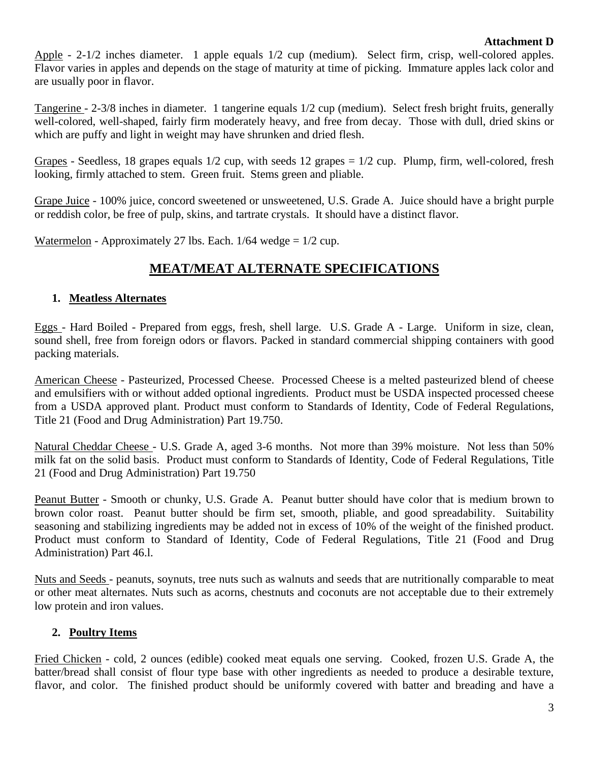**Attachment D**

Apple - 2-1/2 inches diameter. 1 apple equals 1/2 cup (medium). Select firm, crisp, well-colored apples. Flavor varies in apples and depends on the stage of maturity at time of picking. Immature apples lack color and are usually poor in flavor.

Tangerine - 2-3/8 inches in diameter. 1 tangerine equals 1/2 cup (medium). Select fresh bright fruits, generally well-colored, well-shaped, fairly firm moderately heavy, and free from decay. Those with dull, dried skins or which are puffy and light in weight may have shrunken and dried flesh.

Grapes - Seedless, 18 grapes equals 1/2 cup, with seeds 12 grapes = 1/2 cup. Plump, firm, well-colored, fresh looking, firmly attached to stem. Green fruit. Stems green and pliable.

Grape Juice - 100% juice, concord sweetened or unsweetened, U.S. Grade A. Juice should have a bright purple or reddish color, be free of pulp, skins, and tartrate crystals. It should have a distinct flavor.

Watermelon - Approximately 27 lbs. Each. 1/64 wedge = 1/2 cup.

## MEAT/MEAT ALTERNATE SPECIFICATIONS

### 1. Meatless Alternates

Eggs - Hard Boiled - Prepared from eggs, fresh, shell large. U.S. Grade A - Large. Uniform in size, clean, sound shell, free from foreign odors or flavors. Packed in standard commercial shipping containers with good packing materials.

American Cheese - Pasteurized, Processed Cheese. Processed Cheese is a melted pasteurized blend of cheese and emulsifiers with or without added optional ingredients. Product must be USDA inspected processed cheese from a USDA approved plant. Product must conform to Standards of Identity, Code of Federal Regulations, Title 21 (Food and Drug Administration) Part 19.750.

Natural Cheddar Cheese - U.S. Grade A, aged 3-6 months. Not more than 39% moisture. Not less than 50% milk fat on the solid basis. Product must conform to Standards of Identity, Code of Federal Regulations, Title 21 (Food and Drug Administration) Part 19.750

Peanut Butter - Smooth or chunky, U.S. Grade A. Peanut butter should have color that is medium brown to brown color roast. Peanut butter should be firm set, smooth, pliable, and good spreadability. Suitability seasoning and stabilizing ingredients may be added not in excess of 10% of the weight of the finished product. Product must conform to Standard of Identity, Code of Federal Regulations, Title 21 (Food and Drug Administration) Part 46.l.

Nuts and Seeds - peanuts, soynuts, tree nuts such as walnuts and seeds that are nutritionally comparable to meat or other meat alternates. Nuts such as acorns, chestnuts and coconuts are not acceptable due to their extremely low protein and iron values.

### 2. Poultry Items

Fried Chicken - cold, 2 ounces (edible) cooked meat equals one serving. Cooked, frozen U.S. Grade A, the batter/bread shall consist of flour type base with other ingredients as needed to produce a desirable texture, flavor, and color. The finished product should be uniformly covered with batter and breading and have a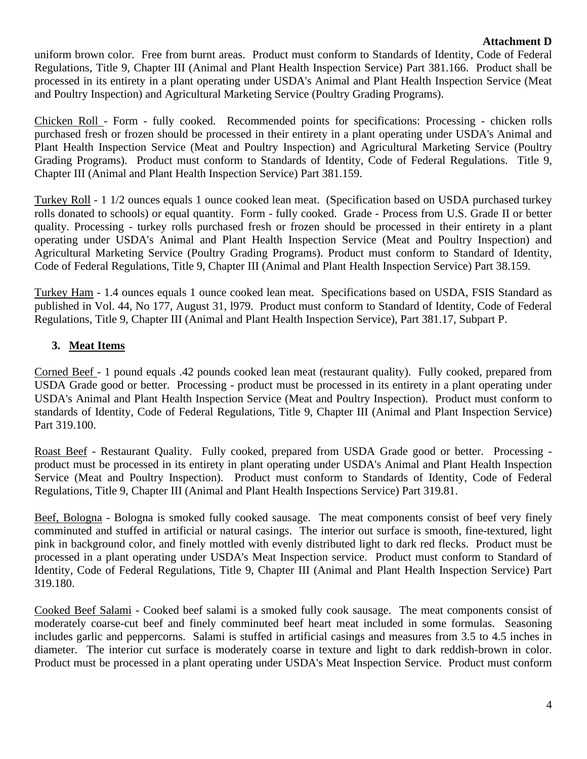uniform brown color. Free from burnt areas. Product must conform to Standards of Identity, Code of Federal Regulations, Title 9, Chapter III (Animal and Plant Health Inspection Service) Part 381.166. Product shall be processed in its entirety in a plant operating under USDA's Animal and Plant Health Inspection Service (Meat and Poultry Inspection) and Agricultural Marketing Service (Poultry Grading Programs).

Chicken Roll - Form - fully cooked. Recommended points for specifications: Processing - chicken rolls purchased fresh or frozen should be processed in their entirety in a plant operating under USDA's Animal and Plant Health Inspection Service (Meat and Poultry Inspection) and Agricultural Marketing Service (Poultry Grading Programs). Product must conform to Standards of Identity, Code of Federal Regulations. Title 9, Chapter III (Animal and Plant Health Inspection Service) Part 381.159.

Turkey Roll - 1 1/2 ounces equals 1 ounce cooked lean meat. (Specification based on USDA purchased turkey rolls donated to schools) or equal quantity. Form - fully cooked. Grade - Process from U.S. Grade II or better quality. Processing - turkey rolls purchased fresh or frozen should be processed in their entirety in a plant operating under USDA's Animal and Plant Health Inspection Service (Meat and Poultry Inspection) and Agricultural Marketing Service (Poultry Grading Programs). Product must conform to Standard of Identity, Code of Federal Regulations, Title 9, Chapter III (Animal and Plant Health Inspection Service) Part 38.159.

Turkey Ham - 1.4 ounces equals 1 ounce cooked lean meat. Specifications based on USDA, FSIS Standard as published in Vol. 44, No 177, August 31, l979. Product must conform to Standard of Identity, Code of Federal Regulations, Title 9, Chapter III (Animal and Plant Health Inspection Service), Part 381.17, Subpart P.

### 3. Meat Items

Corned Beef - 1 pound equals .42 pounds cooked lean meat (restaurant quality). Fully cooked, prepared from USDA Grade good or better. Processing - product must be processed in its entirety in a plant operating under USDA's Animal and Plant Health Inspection Service (Meat and Poultry Inspection). Product must conform to standards of Identity, Code of Federal Regulations, Title 9, Chapter III (Animal and Plant Inspection Service) Part 319.100.

Roast Beef - Restaurant Quality. Fully cooked, prepared from USDA Grade good or better. Processing - product must be processed in its entirety in plant operating under USDA's Animal and Plant Health Inspection Service (Meat and Poultry Inspection). Product must conform to Standards of Identity, Code of Federal Regulations, Title 9, Chapter III (Animal and Plant Health Inspections Service) Part 319.81.

Beef, Bologna - Bologna is smoked fully cooked sausage. The meat components consist of beef very finely comminuted and stuffed in artificial or natural casings. The interior out surface is smooth, fine-textured, light pink in background color, and finely mottled with evenly distributed light to dark red flecks. Product must be processed in a plant operating under USDA's Meat Inspection service. Product must conform to Standard of Identity, Code of Federal Regulations, Title 9, Chapter III (Animal and Plant Health Inspection Service) Part 319.180.

Cooked Beef Salami - Cooked beef salami is a smoked fully cook sausage. The meat components consist of moderately coarse-cut beef and finely comminuted beef heart meat included in some formulas. Seasoning includes garlic and peppercorns. Salami is stuffed in artificial casings and measures from 3.5 to 4.5 inches in diameter. The interior cut surface is moderately coarse in texture and light to dark reddish-brown in color. Product must be processed in a plant operating under USDA's Meat Inspection Service. Product must conform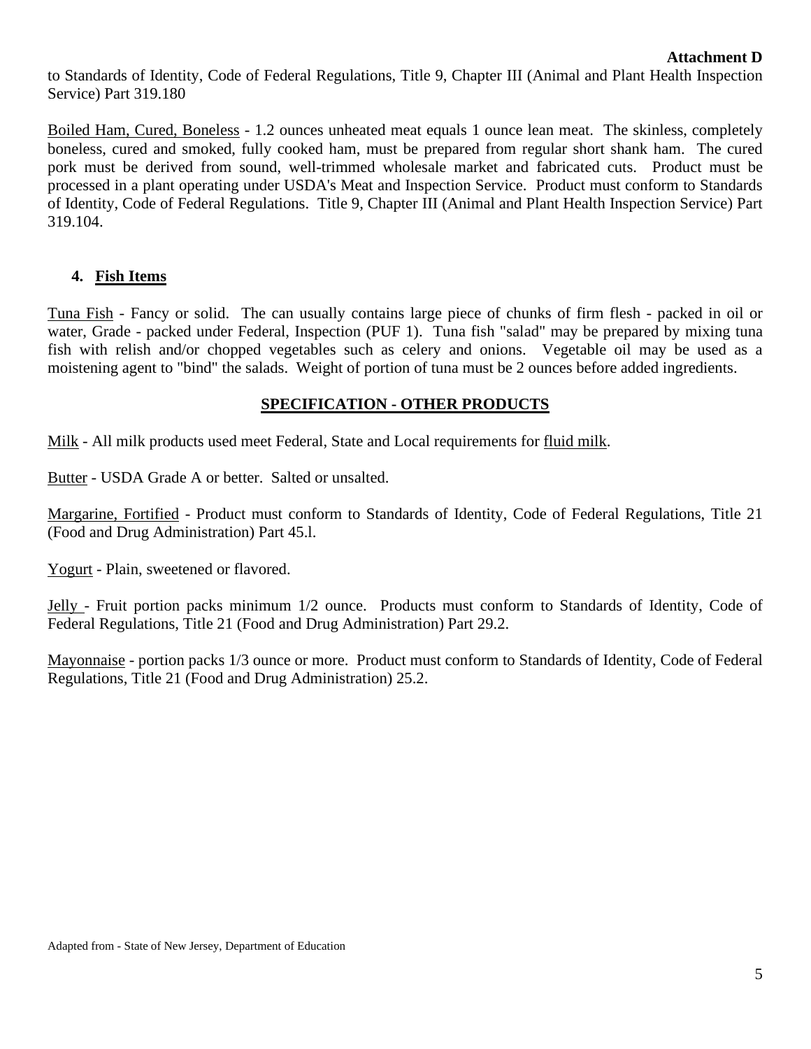to Standards of Identity, Code of Federal Regulations, Title 9, Chapter III (Animal and Plant Health Inspection Service) Part 319.180

Boiled Ham, Cured, Boneless - 1.2 ounces unheated meat equals 1 ounce lean meat. The skinless, completely boneless, cured and smoked, fully cooked ham, must be prepared from regular short shank ham. The cured pork must be derived from sound, well-trimmed wholesale market and fabricated cuts. Product must be processed in a plant operating under USDA's Meat and Inspection Service. Product must conform to Standards of Identity, Code of Federal Regulations. Title 9, Chapter III (Animal and Plant Health Inspection Service) Part 319.104.

### 4. Fish Items

Tuna Fish - Fancy or solid. The can usually contains large piece of chunks of firm flesh - packed in oil or water, Grade - packed under Federal, Inspection (PUF 1). Tuna fish "salad" may be prepared by mixing tuna fish with relish and/or chopped vegetables such as celery and onions. Vegetable oil may be used as a moistening agent to "bind" the salads. Weight of portion of tuna must be 2 ounces before added ingredients.

## SPECIFICATION - OTHER PRODUCTS

Milk - All milk products used meet Federal, State and Local requirements for fluid milk.

Butter - USDA Grade A or better. Salted or unsalted.

Margarine, Fortified - Product must conform to Standards of Identity, Code of Federal Regulations, Title 21 (Food and Drug Administration) Part 45.l.

Yogurt - Plain, sweetened or flavored.

Jelly - Fruit portion packs minimum 1/2 ounce. Products must conform to Standards of Identity, Code of Federal Regulations, Title 21 (Food and Drug Administration) Part 29.2.

Mayonnaise - portion packs 1/3 ounce or more. Product must conform to Standards of Identity, Code of Federal Regulations, Title 21 (Food and Drug Administration) 25.2.

Adapted from - State of New Jersey, Department of Education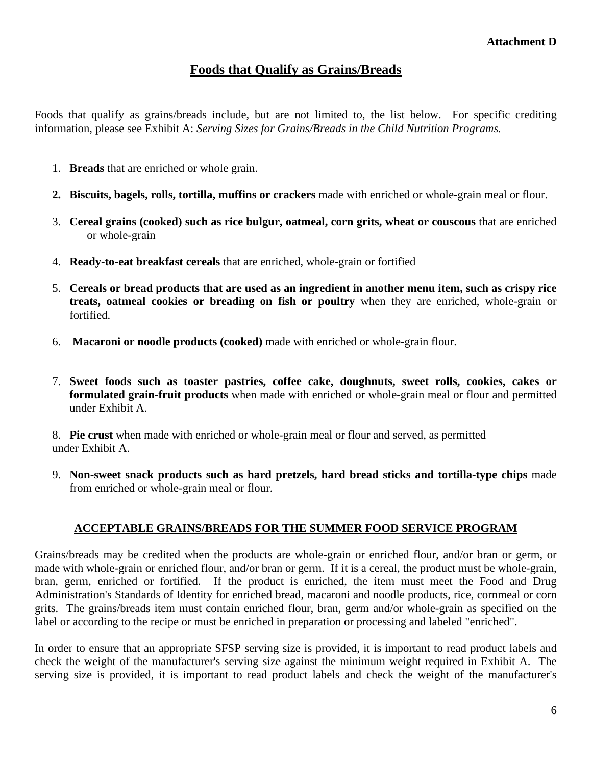Attachment D

# Foods that Qualify as Grains/Breads

Foods that qualify as grains/breads include, but are not limited to, the list below. For specific crediting information, please see Exhibit A: *Serving Sizes for Grains/Breads in the Child Nutrition Programs.*

1. **Breads** that are enriched or whole grain.
2. **Biscuits, bagels, rolls, tortilla, muffins or crackers** made with enriched or whole-grain meal or flour.
3. **Cereal grains (cooked) such as rice bulgur, oatmeal, corn grits, wheat or couscous** that are enriched or whole-grain
4. **Ready-to-eat breakfast cereals** that are enriched, whole-grain or fortified
5. **Cereals or bread products that are used as an ingredient in another menu item, such as crispy rice treats, oatmeal cookies or breading on fish or poultry** when they are enriched, whole-grain or fortified.
6. **Macaroni or noodle products (cooked)** made with enriched or whole-grain flour.
7. **Sweet foods such as toaster pastries, coffee cake, doughnuts, sweet rolls, cookies, cakes or formulated grain-fruit products** when made with enriched or whole-grain meal or flour and permitted under Exhibit A.
8. **Pie crust** when made with enriched or whole-grain meal or flour and served, as permitted under Exhibit A.
9. **Non-sweet snack products such as hard pretzels, hard bread sticks and tortilla-type chips** made from enriched or whole-grain meal or flour.

## ACCEPTABLE GRAINS/BREADS FOR THE SUMMER FOOD SERVICE PROGRAM

Grains/breads may be credited when the products are whole-grain or enriched flour, and/or bran or germ, or made with whole-grain or enriched flour, and/or bran or germ. If it is a cereal, the product must be whole-grain, bran, germ, enriched or fortified. If the product is enriched, the item must meet the Food and Drug Administration's Standards of Identity for enriched bread, macaroni and noodle products, rice, cornmeal or corn grits. The grains/breads item must contain enriched flour, bran, germ and/or whole-grain as specified on the label or according to the recipe or must be enriched in preparation or processing and labeled "enriched".

In order to ensure that an appropriate SFSP serving size is provided, it is important to read product labels and check the weight of the manufacturer's serving size against the minimum weight required in Exhibit A. The serving size is provided, it is important to read product labels and check the weight of the manufacturer's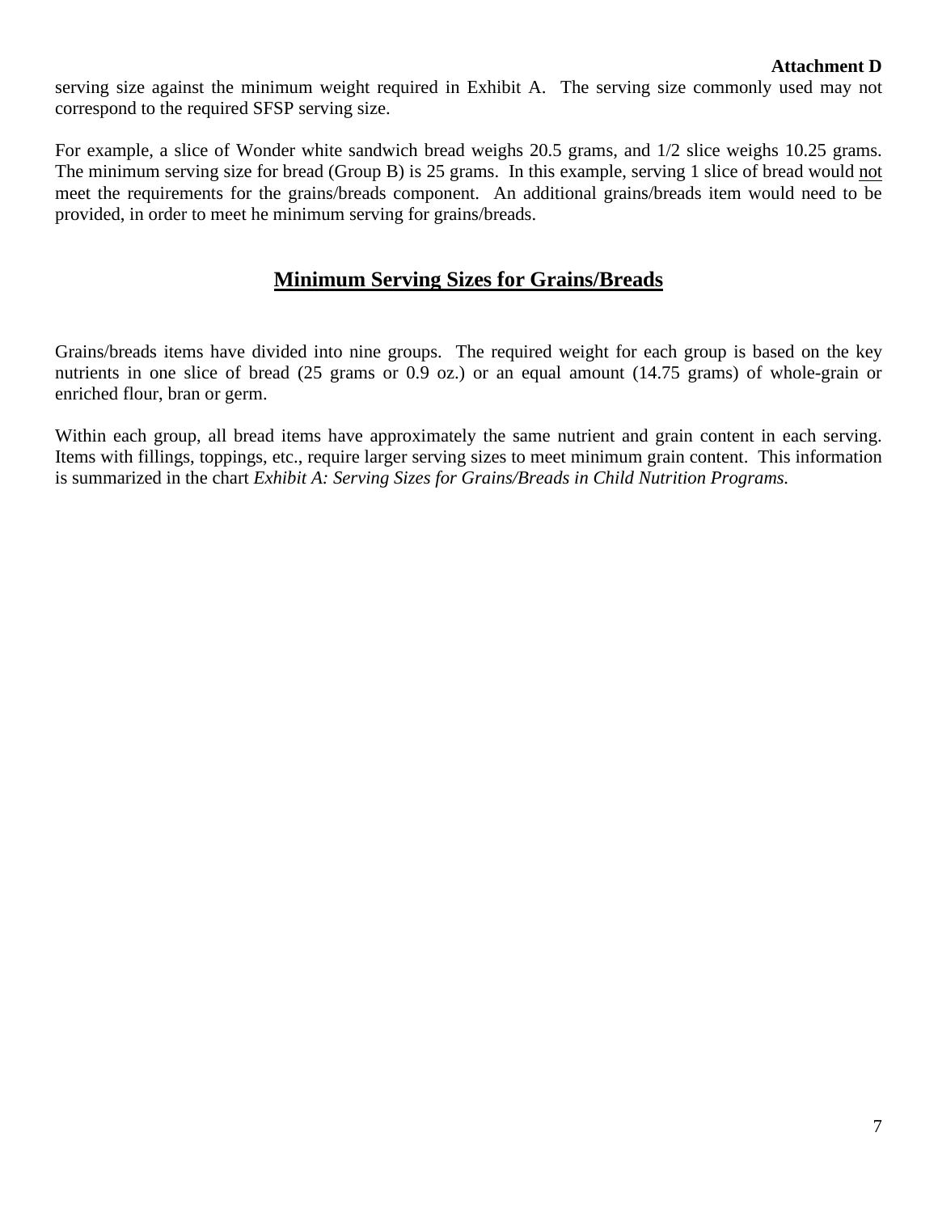serving size against the minimum weight required in Exhibit A. The serving size commonly used may not correspond to the required SFSP serving size.

For example, a slice of Wonder white sandwich bread weighs 20.5 grams, and 1/2 slice weighs 10.25 grams. The minimum serving size for bread (Group B) is 25 grams. In this example, serving 1 slice of bread would <u>not</u> meet the requirements for the grains/breads component. An additional grains/breads item would need to be provided, in order to meet he minimum serving for grains/breads.

## <u>Minimum Serving Sizes for Grains/Breads</u>

Grains/breads items have divided into nine groups. The required weight for each group is based on the key nutrients in one slice of bread (25 grams or 0.9 oz.) or an equal amount (14.75 grams) of whole-grain or enriched flour, bran or germ.

Within each group, all bread items have approximately the same nutrient and grain content in each serving. Items with fillings, toppings, etc., require larger serving sizes to meet minimum grain content. This information is summarized in the chart *Exhibit A: Serving Sizes for Grains/Breads in Child Nutrition Programs.*